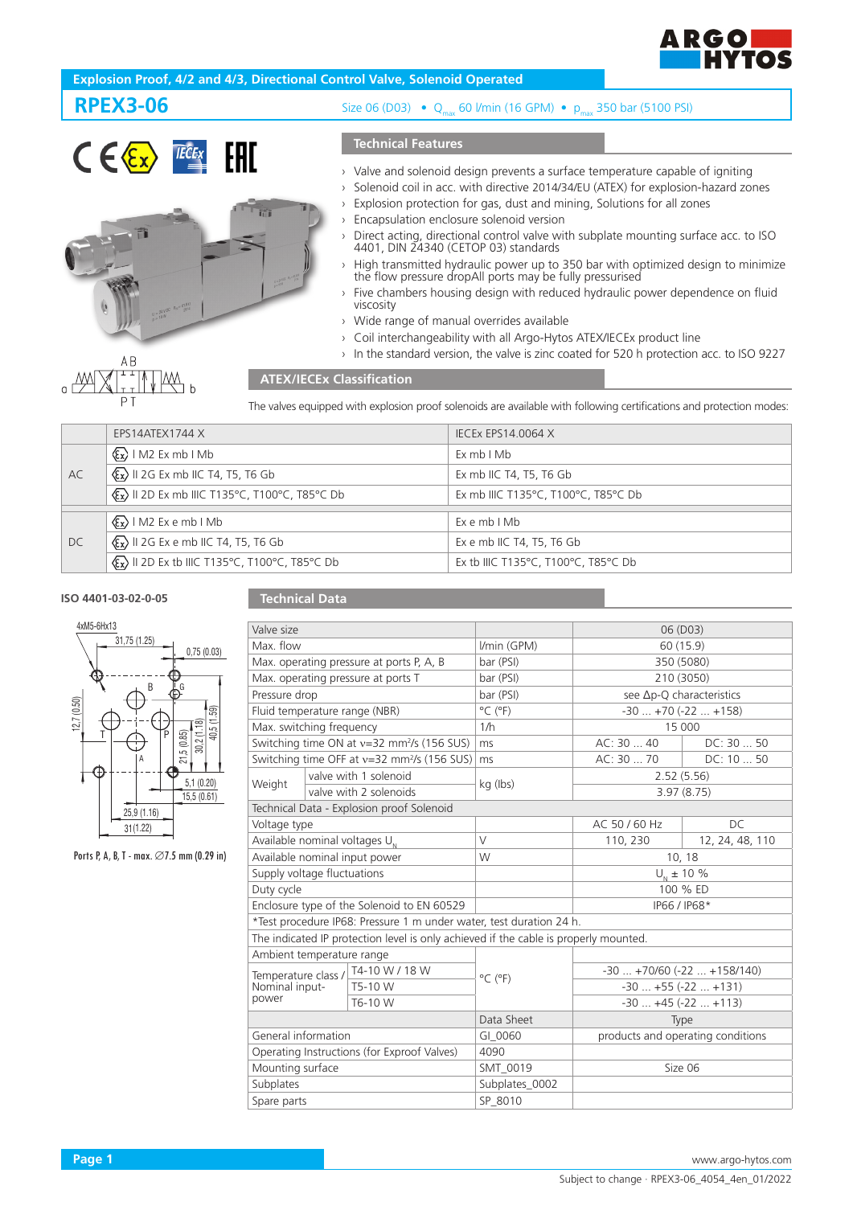# Explosion Proof, 4/2 and 4/3, Directional Control Valve, Solenoid Operated

## RPEX3-06

Size 06 (D03) • $Q_{max}$ 60 l/min (16 GPM) • $p_{max}$ 350 bar (5100 PSI)

### Technical Features

- Valve and solenoid design prevents a surface temperature capable of igniting
- Solenoid coil in acc. with directive 2014/34/EU (ATEX) for explosion-hazard zones
- Explosion protection for gas, dust and mining, Solutions for all zones
- Encapsulation enclosure solenoid version
- Direct acting, directional control valve with subplate mounting surface acc. to ISO 4401, DIN 24340 (CETOP 03) standards
- High transmitted hydraulic power up to 350 bar with optimized design to minimize the flow pressure dropAll ports may be fully pressurised
- Five chambers housing design with reduced hydraulic power dependence on fluid viscosity
- Wide range of manual overrides available
- Coil interchangeability with all Argo-Hytos ATEX/IECEx product line
- In the standard version, the valve is zinc coated for 520 h protection acc. to ISO 9227

### ATEX/IECEx Classification

The valves equipped with explosion proof solenoids are available with following certifications and protection modes:

| | EPS14ATEX1744 X | IECEx EPS14.0064 X |
|---|---|---|
| AC | Ex I M2 Ex mb I Mb | Ex mb I Mb |
| | Ex II 2G Ex mb IIC T4, T5, T6 Gb | Ex mb IIC T4, T5, T6 Gb |
| | Ex II 2D Ex mb IIIC T135°C, T100°C, T85°C Db | Ex mb IIIC T135°C, T100°C, T85°C Db |
| DC | Ex I M2 Ex e mb I Mb | Ex e mb I Mb |
| | Ex II 2G Ex e mb IIC T4, T5, T6 Gb | Ex e mb IIC T4, T5, T6 Gb |
| | Ex II 2D Ex tb IIIC T135°C, T100°C, T85°C Db | Ex tb IIIC T135°C, T100°C, T85°C Db |

**ISO 4401-03-02-0-05**

Ports P, A, B, T - max. ∅7.5 mm (0.29 in)

### Technical Data

| Valve size | | | 06 (D03) | |
|---|---|---|---|---|
| Max. flow | | l/min (GPM) | 60 (15.9) | |
| Max. operating pressure at ports P, A, B | | bar (PSI) | 350 (5080) | |
| Max. operating pressure at ports T | | bar (PSI) | 210 (3050) | |
| Pressure drop | | bar (PSI) | see Δp-Q characteristics | |
| Fluid temperature range (NBR) | | °C (°F) | -30 ... +70 (-22 ... +158) | |
| Max. switching frequency | | 1/h | 15 000 | |
| Switching time ON at ν=32 mm²/s (156 SUS) | | ms | AC: 30 ... 40 | DC: 30 ... 50 |
| Switching time OFF at ν=32 mm²/s (156 SUS) | | ms | AC: 30 ... 70 | DC: 10 ... 50 |
| Weight | valve with 1 solenoid | kg (lbs) | 2.52 (5.56) | |
| | valve with 2 solenoids | | 3.97 (8.75) | |
| **Technical Data - Explosion proof Solenoid** | | | | |
| Voltage type | | | AC 50 / 60 Hz | DC |
| Available nominal voltages $U_N$ | | V | 110, 230 | 12, 24, 48, 110 |
| Available nominal input power | | W | 10, 18 | |
| Supply voltage fluctuations | | | $U_N$ ± 10 % | |
| Duty cycle | | | 100 % ED | |
| Enclosure type of the Solenoid to EN 60529 | | | IP66 / IP68* | |
| *Test procedure IP68: Pressure 1 m under water, test duration 24 h. | | | | |
| The indicated IP protection level is only achieved if the cable is properly mounted. | | | | |
| Ambient temperature range | | | | |
| Temperature class / Nominal input-power | T4-10 W / 18 W | °C (°F) | -30 ... +70/60 (-22 ... +158/140) | |
| | T5-10 W | | -30 ... +55 (-22 ... +131) | |
| | T6-10 W | | -30 ... +45 (-22 ... +113) | |
| | | Data Sheet | Type | |
| General information | | GI_0060 | products and operating conditions | |
| Operating Instructions (for Exproof Valves) | | 4090 | | |
| Mounting surface | | SMT_0019 | Size 06 | |
| Subplates | | Subplates_0002 | | |
| Spare parts | | SP_8010 | | |

Subject to change · RPEX3-06_4054_4en_01/2022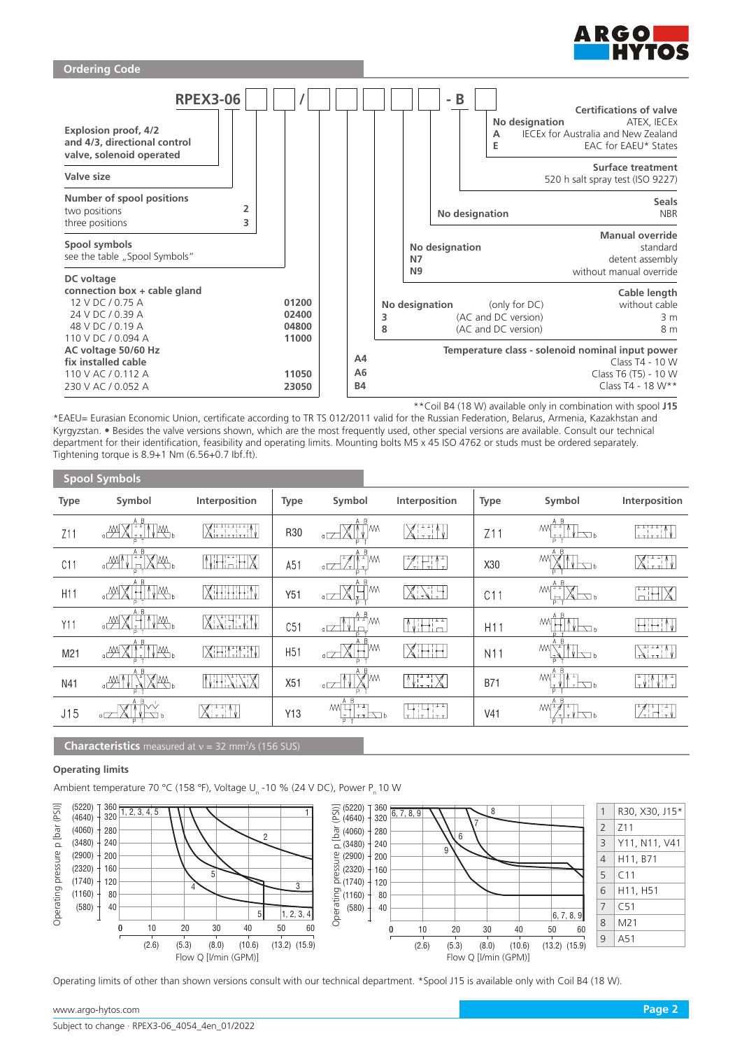## Ordering Code

**RPEX3-06** [ ] [ ] / [ ] [ ] [ ] [ ] [ ] - **B** [ ]

**Explosion proof, 4/2 and 4/3, directional control valve, solenoid operated**

**Valve size**

**Number of spool positions**

| | |
|---|---|
| two positions | **2** |
| three positions | **3** |

**Spool symbols**
see the table „Spool Symbols"

**DC voltage**
**connection box + cable gland**

| | |
|---|---|
| 12 V DC / 0.75 A | **01200** |
| 24 V DC / 0.39 A | **02400** |
| 48 V DC / 0.19 A | **04800** |
| 110 V DC / 0.094 A | **11000** |

**AC voltage 50/60 Hz**
**fix installed cable**

| | |
|---|---|
| 110 V AC / 0.112 A | **11050** |
| 230 V AC / 0.052 A | **23050** |

**Certifications of valve**

| | |
|---|---|
| **No designation** | ATEX, IECEx |
| **A** | IECEx for Australia and New Zealand |
| **E** | EAC for EAEU* States |

**Surface treatment**
520 h salt spray test (ISO 9227)

**Seals**

| | |
|---|---|
| **No designation** | NBR |

**Manual override**

| | |
|---|---|
| **No designation** | standard |
| **N7** | detent assembly |
| **N9** | without manual override |

**Cable length**

| | | |
|---|---|---|
| **No designation** | (only for DC) | without cable |
| **3** | (AC and DC version) | 3 m |
| **8** | (AC and DC version) | 8 m |

**Temperature class - solenoid nominal input power**

| | |
|---|---|
| **A4** | Class T4 - 10 W |
| **A6** | Class T6 (T5) - 10 W |
| **B4** | Class T4 - 18 W** |

**Coil B4 (18 W) available only in combination with spool **J15**

*EAEU= Eurasian Economic Union, certificate according to TR TS 012/2011 valid for the Russian Federation, Belarus, Armenia, Kazakhstan and Kyrgyzstan. • Besides the valve versions shown, which are the most frequently used, other special versions are available. Consult our technical department for their identification, feasibility and operating limits. Mounting bolts M5 x 45 ISO 4762 or studs must be ordered separately. Tightening torque is 8.9+1 Nm (6.56+0.7 lbf.ft).

## Spool Symbols

| Type | Symbol | Interposition | Type | Symbol | Interposition | Type | Symbol | Interposition |
|---|---|---|---|---|---|---|---|---|
| Z11 | | | R30 | | | Z11 | | |
| C11 | | | A51 | | | X30 | | |
| H11 | | | Y51 | | | C11 | | |
| Y11 | | | C51 | | | H11 | | |
| M21 | | | H51 | | | N11 | | |
| N41 | | | X51 | | | B71 | | |
| J15 | | | Y13 | | | V41 | | |

## Characteristics measured at ν = 32 mm²/s (156 SUS)

### Operating limits

Ambient temperature 70 °C (158 °F), Voltage $U_n$ -10 % (24 V DC), Power $P_n$ 10 W

| | |
|---|---|
| 1 | R30, X30, J15* |
| 2 | Z11 |
| 3 | Y11, N11, V41 |
| 4 | H11, B71 |
| 5 | C11 |
| 6 | H11, H51 |
| 7 | C51 |
| 8 | M21 |
| 9 | A51 |

Operating limits of other than shown versions consult with our technical department. *Spool J15 is available only with Coil B4 (18 W).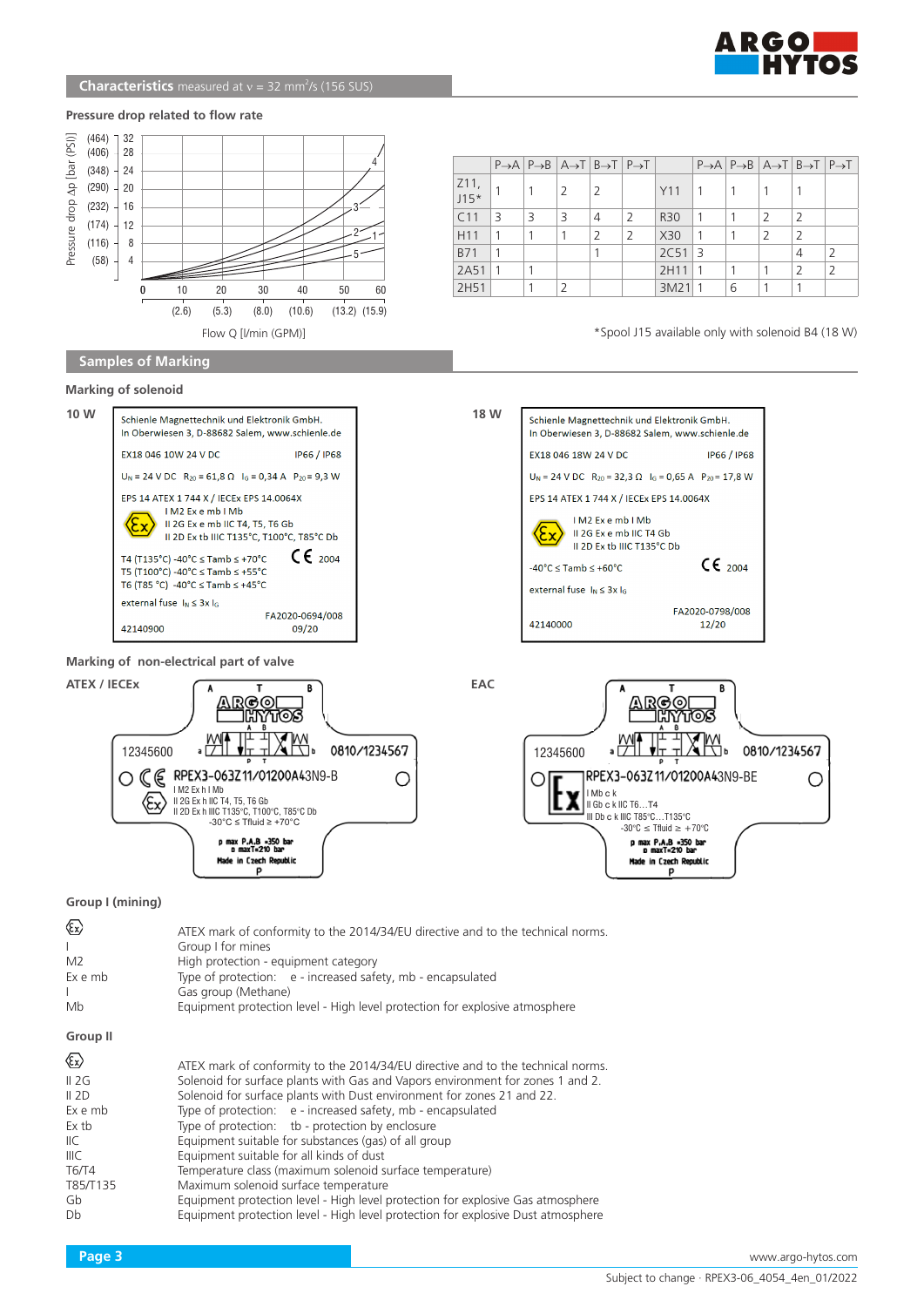## Characteristics measured at ν = 32 mm²/s (156 SUS)

### Pressure drop related to flow rate

Pressure drop Δp [bar (PSI)]: 4 (58), 8 (116), 12 (174), 16 (232), 20 (290), 24 (348), 28 (406), 32 (464)

Flow Q [l/min (GPM)]: 0, 10 (2.6), 20 (5.3), 30 (8.0), 40 (10.6), 50 (13.2), 60 (15.9)

| | P→A | P→B | A→T | B→T | P→T | | P→A | P→B | A→T | B→T | P→T |
|---|---|---|---|---|---|---|---|---|---|---|---|
| Z11, J15* | 1 | 1 | 2 | 2 | | Y11 | 1 | 1 | 1 | 1 | |
| C11 | 3 | 3 | 3 | 4 | 2 | R30 | 1 | 1 | 2 | 2 | |
| H11 | 1 | 1 | 1 | 2 | 2 | X30 | 1 | 1 | 2 | 2 | |
| B71 | 1 | | | 1 | | 2C51 | 3 | | | 4 | 2 |
| 2A51 | 1 | 1 | | | | 2H11 | 1 | 1 | 1 | 2 | 2 |
| 2H51 | | 1 | 2 | | | 3M21 | 1 | 6 | 1 | 1 | |

*Spool J15 available only with solenoid B4 (18 W)

## Samples of Marking

### Marking of solenoid

**10 W**

Schiene Magnettechnik und Elektronik GmbH.
In Oberwiesen 3, D-88682 Salem, www.schienle.de

EX18 046 10W 24 V DC IP66 / IP68

$U_N$ = 24 V DC $R_{20}$ = 61,8 Ω $I_G$ = 0,34 A $P_{20}$ = 9,3 W

EPS 14 ATEX 1 744 X / IECEx EPS 14.0064X
I M2 Ex e mb I Mb
II 2G Ex e mb IIC T4, T5, T6 Gb
II 2D Ex tb IIIC T135°C, T100°C, T85°C Db

T4 (T135°C) -40°C ≤ Tamb ≤ +70°C
T5 (T100°C) -40°C ≤ Tamb ≤ +55°C
T6 (T85 °C) -40°C ≤ Tamb ≤ +45°C
CE 2004

external fuse $I_N$ ≤ 3x $I_G$

FA2020-0694/008
42140900 09/20

**18 W**

Schiene Magnettechnik und Elektronik GmbH.
In Oberwiesen 3, D-88682 Salem, www.schienle.de

EX18 046 18W 24 V DC IP66 / IP68

$U_N$ = 24 V DC $R_{20}$ = 32,3 Ω $I_G$ = 0,65 A $P_{20}$ = 17,8 W

EPS 14 ATEX 1 744 X / IECEx EPS 14.0064X
I M2 Ex e mb I Mb
II 2G Ex e mb IIC T4 Gb
II 2D Ex tb IIIC T135°C Db

-40°C ≤ Tamb ≤ +60°C CE 2004

external fuse $I_N$ ≤ 3x $I_G$

FA2020-0798/008
42140000 12/20

### Marking of non-electrical part of valve

**ATEX / IECEx**

12345600 0810/1234567
CE RPEX3-063Z11/01200A43N9-B
I M2 Ex h I Mb
II 2G Ex h IIC T4, T5, T6 Gb
II 2D Ex h IIIC T135°C, T100°C, T85°C Db
-30°C ≤ Tfluid ≥ +70°C
p max P,A,B =350 bar
p maxT=210 bar
Made in Czech Republic

**EAC**

12345600 0810/1234567
RPEX3-063Z11/01200A43N9-BE
I Mb c k
II Gb c k IIC T6...T4
III Db c k IIIC T85°C...T135°C
-30°C ≤ Tfluid ≥ +70°C
p max P,A,B =350 bar
p maxT=210 bar
Made in Czech Republic

### Group I (mining)

| | |
|---|---|
| Ex | ATEX mark of conformity to the 2014/34/EU directive and to the technical norms. |
| I | Group I for mines |
| M2 | High protection - equipment category |
| Ex e mb | Type of protection: e - increased safety, mb - encapsulated |
| I | Gas group (Methane) |
| Mb | Equipment protection level - High level protection for explosive atmosphere |

### Group II

| | |
|---|---|
| Ex | ATEX mark of conformity to the 2014/34/EU directive and to the technical norms. |
| II 2G | Solenoid for surface plants with Gas and Vapors environment for zones 1 and 2. |
| II 2D | Solenoid for surface plants with Dust environment for zones 21 and 22. |
| Ex e mb | Type of protection: e - increased safety, mb - encapsulated |
| Ex tb | Type of protection: tb - protection by enclosure |
| IIC | Equipment suitable for substances (gas) of all group |
| IIIC | Equipment suitable for all kinds of dust |
| T6/T4 | Temperature class (maximum solenoid surface temperature) |
| T85/T135 | Maximum solenoid surface temperature |
| Gb | Equipment protection level - High level protection for explosive Gas atmosphere |
| Db | Equipment protection level - High level protection for explosive Dust atmosphere |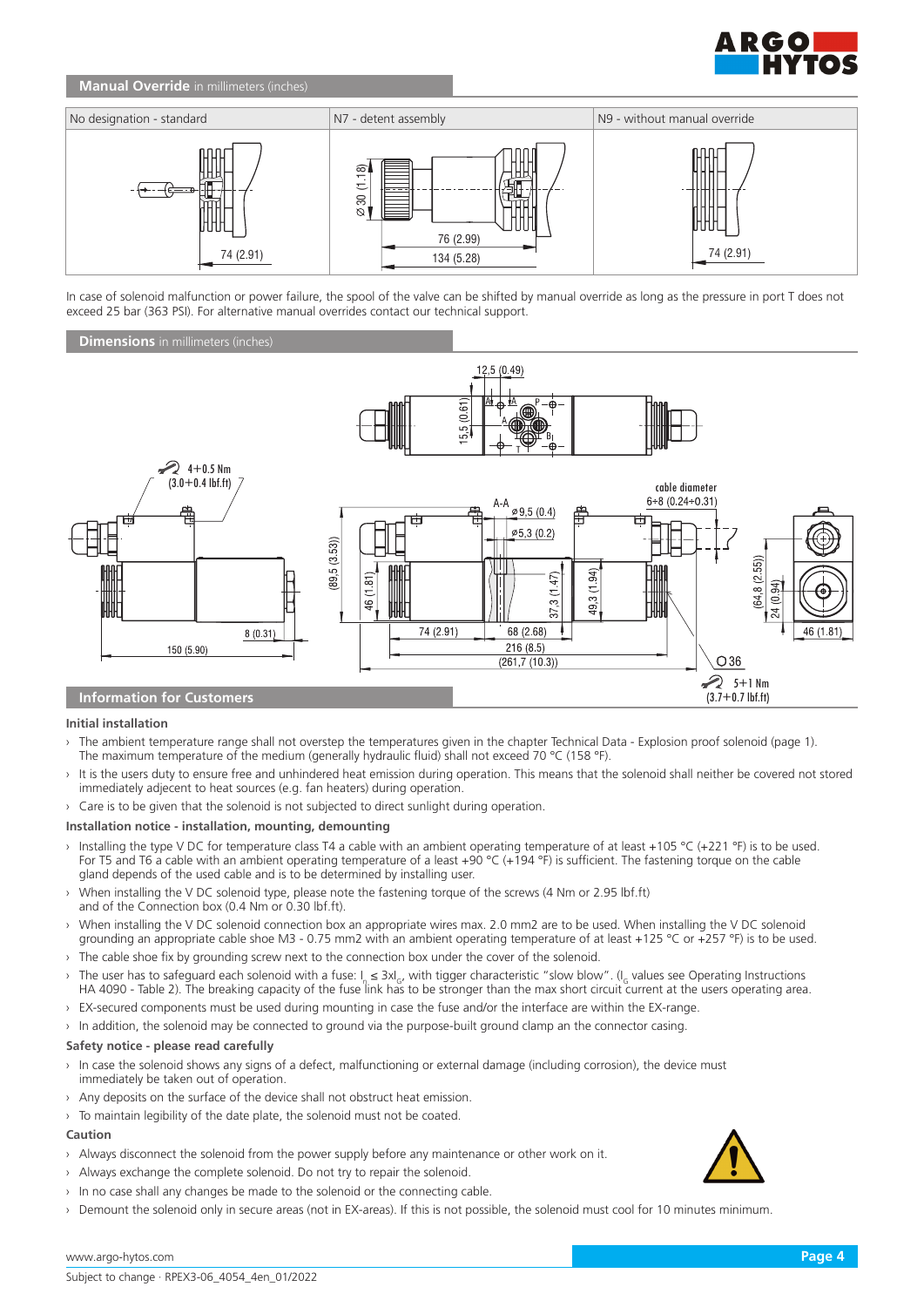## **Manual Override** in millimeters (inches)

| No designation - standard | N7 - detent assembly | N9 - without manual override |
|---|---|---|
| 74 (2.91) | Ø 30 (1.18)<br>76 (2.99)<br>134 (5.28) | 74 (2.91) |

In case of solenoid malfunction or power failure, the spool of the valve can be shifted by manual override as long as the pressure in port T does not exceed 25 bar (363 PSI). For alternative manual overrides contact our technical support.

## **Dimensions** in millimeters (inches)

12,5 (0.49)
15,5 (0.61)
A A P T B
4+0.5 Nm
(3.0+0.4 lbf.ft)
cable diameter
6÷8 (0.24÷0.31)
A-A
ø9,5 (0.4)
ø5,3 (0.2)
(89,5 (3.53))
46 (1.81)
37,3 (1.47)
49,3 (1.94)
(64,8 (2.55))
24 (0.94)
8 (0.31)
150 (5.90)
74 (2.91)
68 (2.68)
216 (8.5)
(261,7 (10.3))
46 (1.81)
O 36
5+1 Nm
(3.7+0.7 lbf.ft)

## **Information for Customers**

### Initial installation

- The ambient temperature range shall not overstep the temperatures given in the chapter Technical Data - Explosion proof solenoid (page 1). The maximum temperature of the medium (generally hydraulic fluid) shall not exceed 70 °C (158 °F).
- It is the users duty to ensure free and unhindered heat emission during operation. This means that the solenoid shall neither be covered not stored immediately adjacent to heat sources (e.g. fan heaters) during operation.
- Care is to be given that the solenoid is not subjected to direct sunlight during operation.

### Installation notice - installation, mounting, demounting

- Installing the type V DC for temperature class T4 a cable with an ambient operating temperature of at least +105 °C (+221 °F) is to be used. For T5 and T6 a cable with an ambient operating temperature of a least +90 °C (+194 °F) is sufficient. The fastening torque on the cable gland depends of the used cable and is to be determined by installing user.
- When installing the V DC solenoid type, please note the fastening torque of the screws (4 Nm or 2.95 lbf.ft) and of the Connection box (0.4 Nm or 0.30 lbf.ft).
- When installing the V DC solenoid connection box an appropriate wires max. 2.0 mm2 are to be used. When installing the V DC solenoid grounding an appropriate cable shoe M3 - 0.75 mm2 with an ambient operating temperature of at least +125 °C or +257 °F) is to be used.
- The cable shoe fix by grounding screw next to the connection box under the cover of the solenoid.
- The user has to safeguard each solenoid with a fuse: $I_f \leq 3xI_G$, with tigger characteristic "slow blow". ($I_G$ values see Operating Instructions HA 4090 - Table 2). The breaking capacity of the fuse link has to be stronger than the max short circuit current at the users operating area.
- EX-secured components must be used during mounting in case the fuse and/or the interface are within the EX-range.
- In addition, the solenoid may be connected to ground via the purpose-built ground clamp an the connector casing.

### Safety notice - please read carefully

- In case the solenoid shows any signs of a defect, malfunctioning or external damage (including corrosion), the device must immediately be taken out of operation.
- Any deposits on the surface of the device shall not obstruct heat emission.
- To maintain legibility of the date plate, the solenoid must not be coated.

### Caution

- Always disconnect the solenoid from the power supply before any maintenance or other work on it.
- Always exchange the complete solenoid. Do not try to repair the solenoid.
- In no case shall any changes be made to the solenoid or the connecting cable.
- Demount the solenoid only in secure areas (not in EX-areas). If this is not possible, the solenoid must cool for 10 minutes minimum.